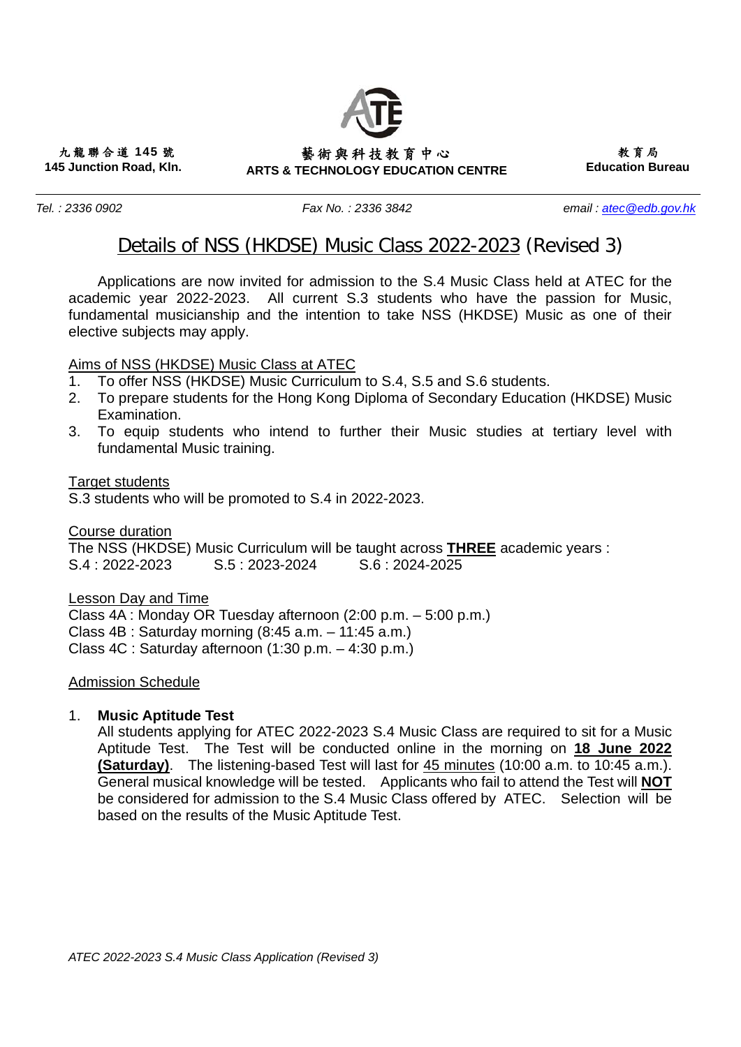九龍聯合道 145 號
**145 Junction Road, Kln.**

藝術與科技教育中心
**ARTS & TECHNOLOGY EDUCATION CENTRE**

教育局
**Education Bureau**

*Tel. : 2336 0902* *Fax No. : 2336 3842* *email : atec@edb.gov.hk*

# Details of NSS (HKDSE) Music Class 2022-2023 (Revised 3)

Applications are now invited for admission to the S.4 Music Class held at ATEC for the academic year 2022-2023. All current S.3 students who have the passion for Music, fundamental musicianship and the intention to take NSS (HKDSE) Music as one of their elective subjects may apply.

## Aims of NSS (HKDSE) Music Class at ATEC

1. To offer NSS (HKDSE) Music Curriculum to S.4, S.5 and S.6 students.
2. To prepare students for the Hong Kong Diploma of Secondary Education (HKDSE) Music Examination.
3. To equip students who intend to further their Music studies at tertiary level with fundamental Music training.

## Target students

S.3 students who will be promoted to S.4 in 2022-2023.

## Course duration

The NSS (HKDSE) Music Curriculum will be taught across **THREE** academic years :
S.4 : 2022-2023 S.5 : 2023-2024 S.6 : 2024-2025

## Lesson Day and Time

Class 4A : Monday OR Tuesday afternoon (2:00 p.m. – 5:00 p.m.)
Class 4B : Saturday morning (8:45 a.m. – 11:45 a.m.)
Class 4C : Saturday afternoon (1:30 p.m. – 4:30 p.m.)

## Admission Schedule

1. **Music Aptitude Test**
   All students applying for ATEC 2022-2023 S.4 Music Class are required to sit for a Music Aptitude Test. The Test will be conducted online in the morning on **18 June 2022 (Saturday)**. The listening-based Test will last for 45 minutes (10:00 a.m. to 10:45 a.m.). General musical knowledge will be tested. Applicants who fail to attend the Test will **NOT** be considered for admission to the S.4 Music Class offered by ATEC. Selection will be based on the results of the Music Aptitude Test.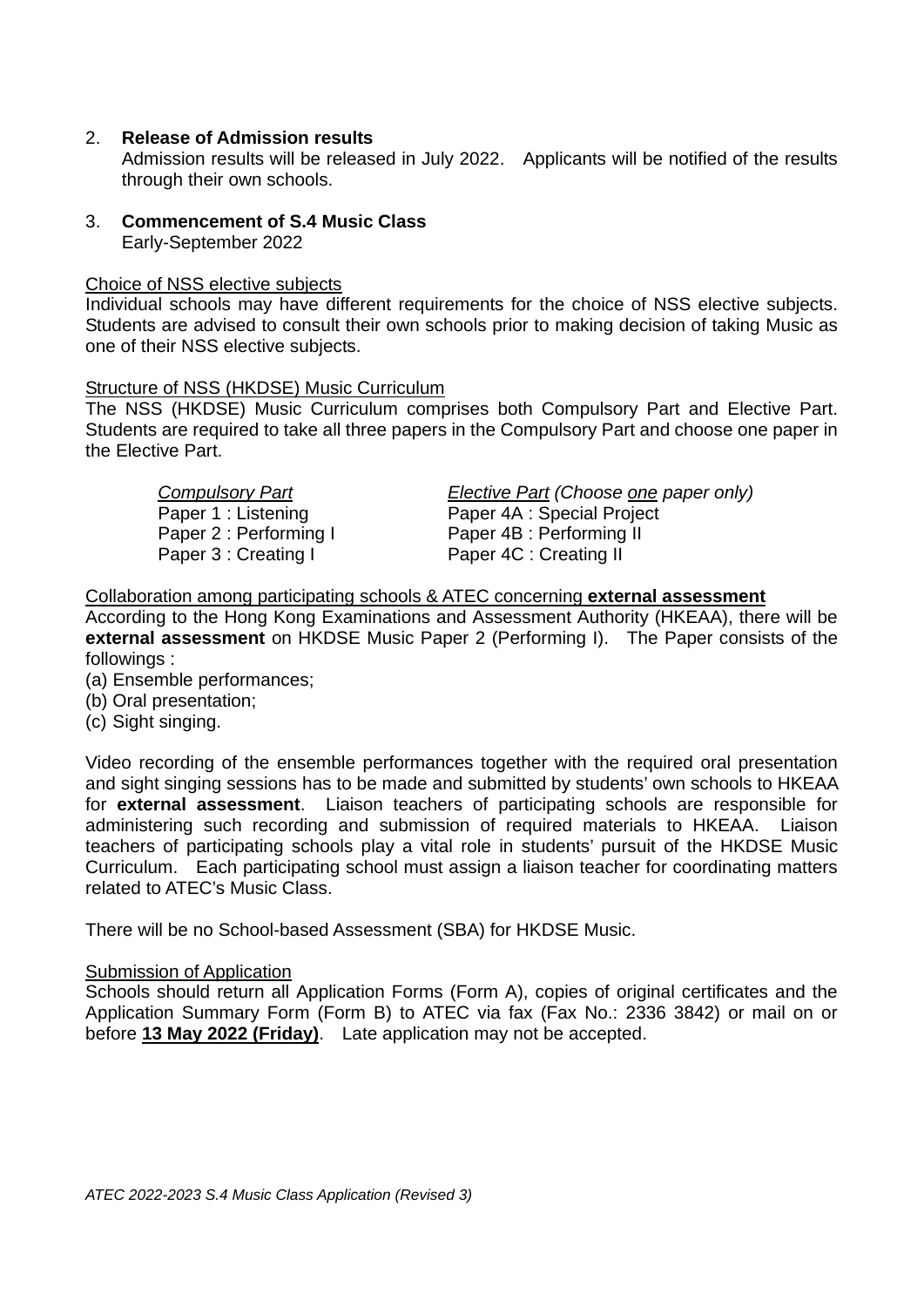2. **Release of Admission results**
   Admission results will be released in July 2022. Applicants will be notified of the results through their own schools.

3. **Commencement of S.4 Music Class**
   Early-September 2022

<u>Choice of NSS elective subjects</u>
Individual schools may have different requirements for the choice of NSS elective subjects. Students are advised to consult their own schools prior to making decision of taking Music as one of their NSS elective subjects.

<u>Structure of NSS (HKDSE) Music Curriculum</u>
The NSS (HKDSE) Music Curriculum comprises both Compulsory Part and Elective Part. Students are required to take all three papers in the Compulsory Part and choose one paper in the Elective Part.

| *Compulsory Part* | *Elective Part (Choose one paper only)* |
|---|---|
| Paper 1 : Listening | Paper 4A : Special Project |
| Paper 2 : Performing I | Paper 4B : Performing II |
| Paper 3 : Creating I | Paper 4C : Creating II |

<u>Collaboration among participating schools & ATEC concerning **external assessment**</u>
According to the Hong Kong Examinations and Assessment Authority (HKEAA), there will be **external assessment** on HKDSE Music Paper 2 (Performing I). The Paper consists of the followings :
(a) Ensemble performances;
(b) Oral presentation;
(c) Sight singing.

Video recording of the ensemble performances together with the required oral presentation and sight singing sessions has to be made and submitted by students' own schools to HKEAA for **external assessment**. Liaison teachers of participating schools are responsible for administering such recording and submission of required materials to HKEAA. Liaison teachers of participating schools play a vital role in students' pursuit of the HKDSE Music Curriculum. Each participating school must assign a liaison teacher for coordinating matters related to ATEC's Music Class.

There will be no School-based Assessment (SBA) for HKDSE Music.

<u>Submission of Application</u>
Schools should return all Application Forms (Form A), copies of original certificates and the Application Summary Form (Form B) to ATEC via fax (Fax No.: 2336 3842) or mail on or before **<u>13 May 2022 (Friday)</u>**. Late application may not be accepted.

*ATEC 2022-2023 S.4 Music Class Application (Revised 3)*